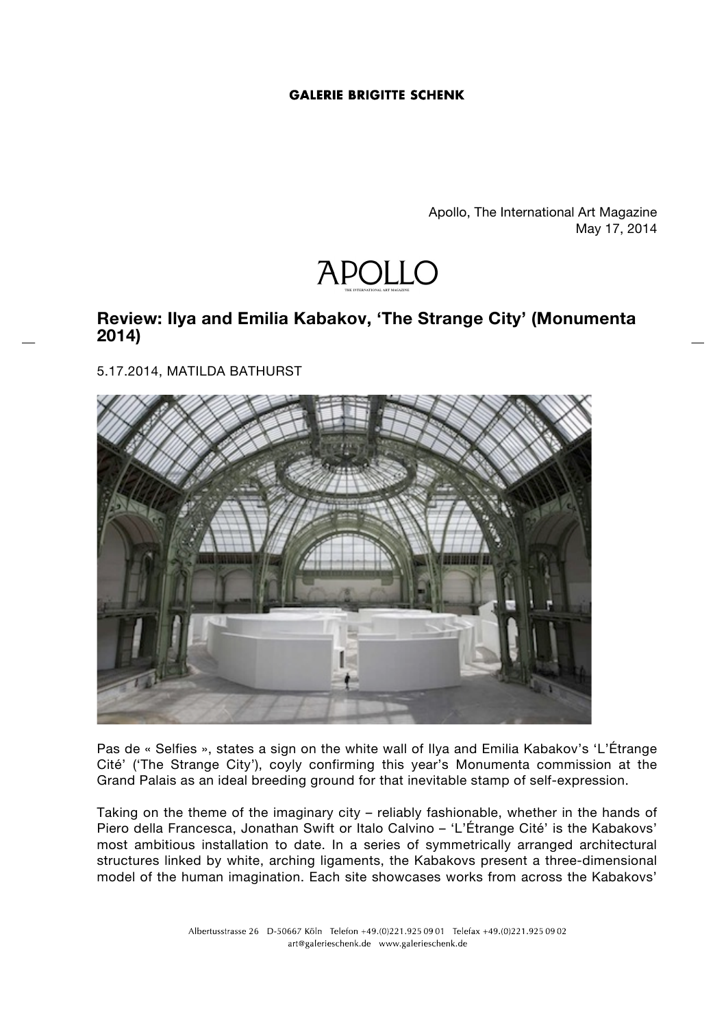**GALERIE BRIGITTE SCHENK**

Apollo, The International Art Magazine
May 17, 2014

APOLLO
THE INTERNATIONAL ART MAGAZINE

## Review: Ilya and Emilia Kabakov, 'The Strange City' (Monumenta 2014)

5.17.2014, MATILDA BATHURST

Pas de « Selfies », states a sign on the white wall of Ilya and Emilia Kabakov's 'L'Étrange Cité' ('The Strange City'), coyly confirming this year's Monumenta commission at the Grand Palais as an ideal breeding ground for that inevitable stamp of self-expression.

Taking on the theme of the imaginary city – reliably fashionable, whether in the hands of Piero della Francesca, Jonathan Swift or Italo Calvino – 'L'Étrange Cité' is the Kabakovs' most ambitious installation to date. In a series of symmetrically arranged architectural structures linked by white, arching ligaments, the Kabakovs present a three-dimensional model of the human imagination. Each site showcases works from across the Kabakovs'

Albertusstrasse 26 D-50667 Köln Telefon +49.(0)221.925 09 01 Telefax +49.(0)221.925 09 02
art@galerieschenk.de www.galerieschenk.de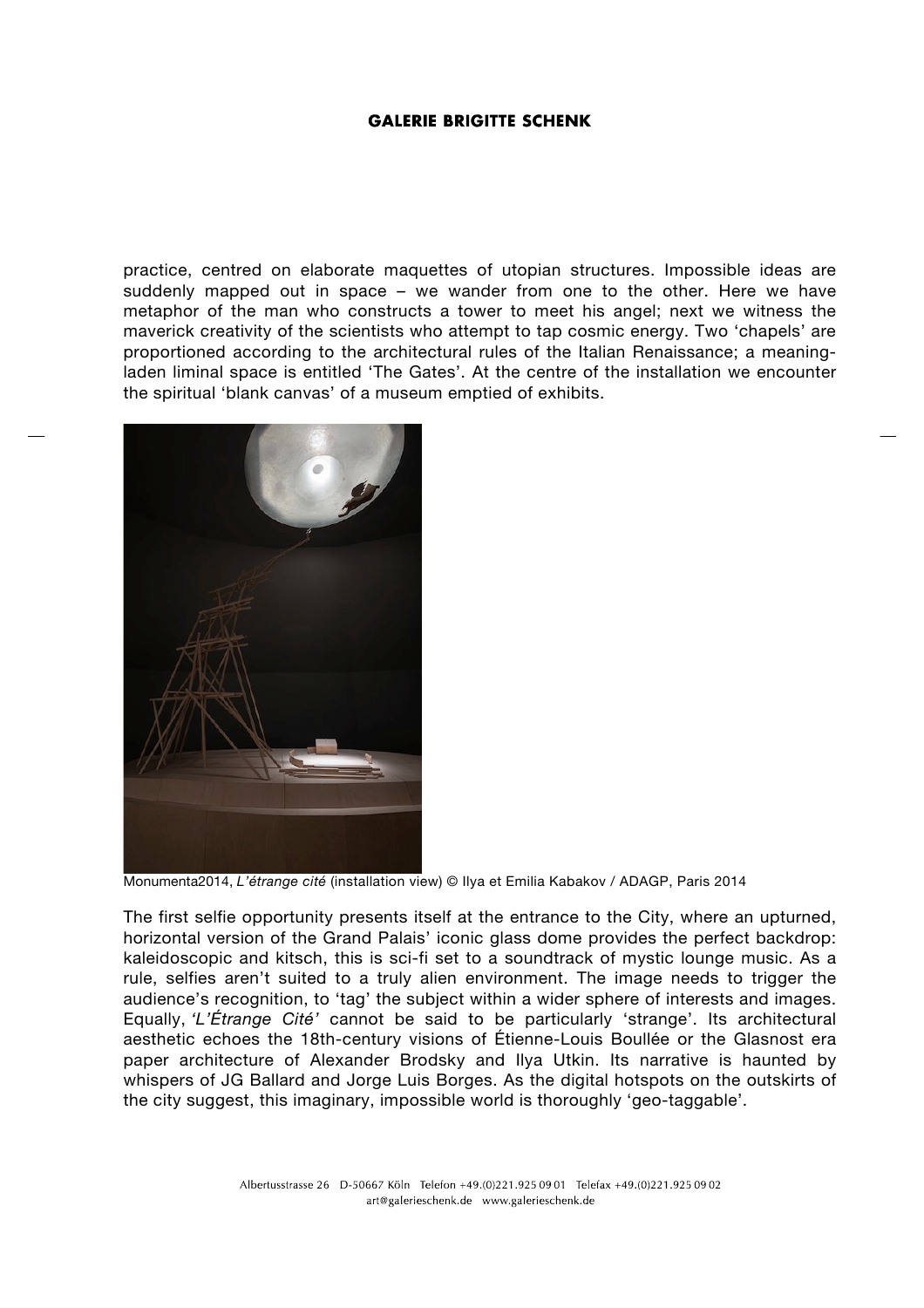practice, centred on elaborate maquettes of utopian structures. Impossible ideas are suddenly mapped out in space – we wander from one to the other. Here we have metaphor of the man who constructs a tower to meet his angel; next we witness the maverick creativity of the scientists who attempt to tap cosmic energy. Two 'chapels' are proportioned according to the architectural rules of the Italian Renaissance; a meaning-laden liminal space is entitled 'The Gates'. At the centre of the installation we encounter the spiritual 'blank canvas' of a museum emptied of exhibits.

Monumenta2014, *L'étrange cité* (installation view) © Ilya et Emilia Kabakov / ADAGP, Paris 2014

The first selfie opportunity presents itself at the entrance to the City, where an upturned, horizontal version of the Grand Palais' iconic glass dome provides the perfect backdrop: kaleidoscopic and kitsch, this is sci-fi set to a soundtrack of mystic lounge music. As a rule, selfies aren't suited to a truly alien environment. The image needs to trigger the audience's recognition, to 'tag' the subject within a wider sphere of interests and images. Equally, *'L'Étrange Cité'* cannot be said to be particularly 'strange'. Its architectural aesthetic echoes the 18th-century visions of Étienne-Louis Boullée or the Glasnost era paper architecture of Alexander Brodsky and Ilya Utkin. Its narrative is haunted by whispers of JG Ballard and Jorge Luis Borges. As the digital hotspots on the outskirts of the city suggest, this imaginary, impossible world is thoroughly 'geo-taggable'.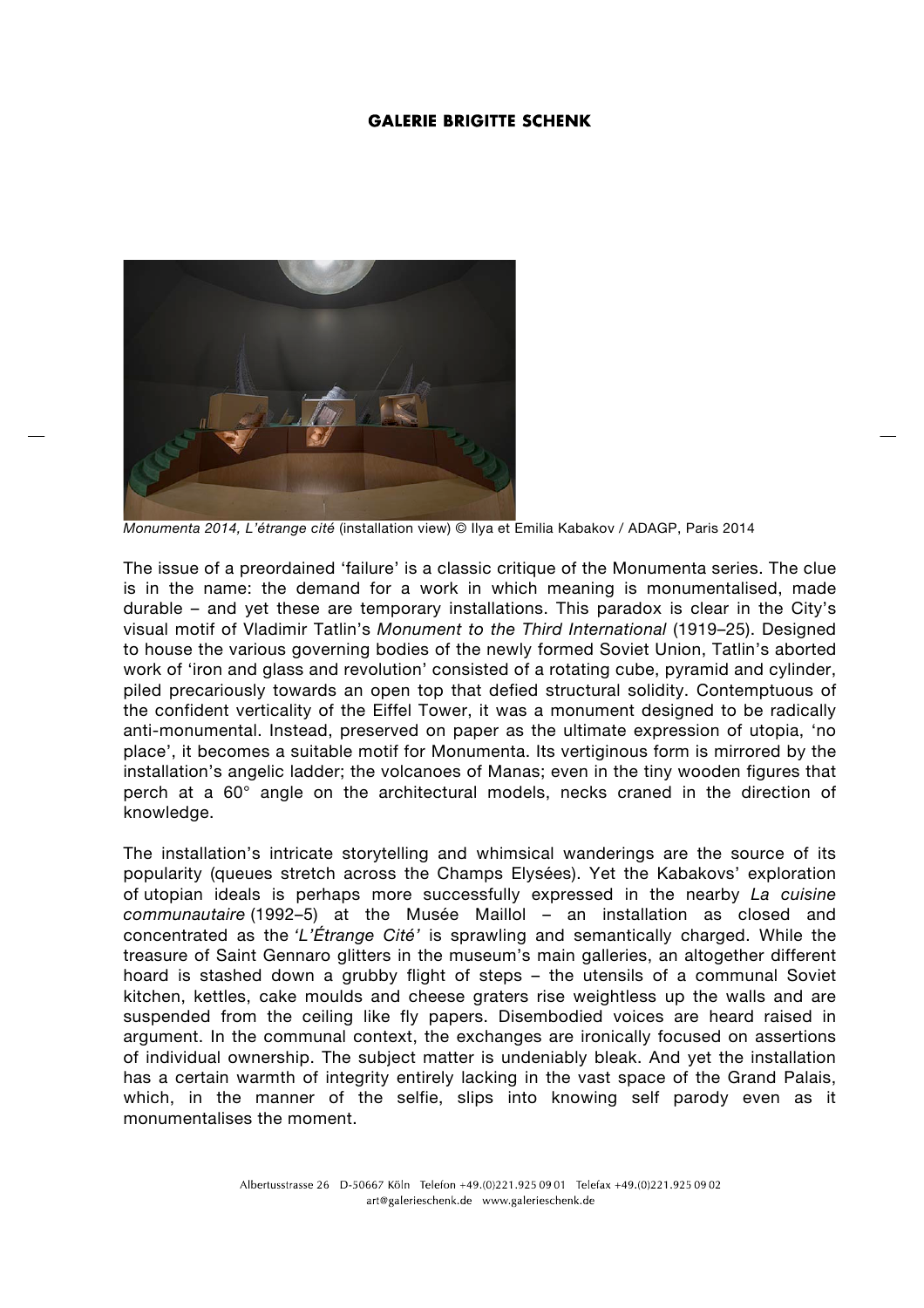*Monumenta 2014, L'étrange cité* (installation view) © Ilya et Emilia Kabakov / ADAGP, Paris 2014

The issue of a preordained 'failure' is a classic critique of the Monumenta series. The clue is in the name: the demand for a work in which meaning is monumentalised, made durable – and yet these are temporary installations. This paradox is clear in the City's visual motif of Vladimir Tatlin's *Monument to the Third International* (1919–25). Designed to house the various governing bodies of the newly formed Soviet Union, Tatlin's aborted work of 'iron and glass and revolution' consisted of a rotating cube, pyramid and cylinder, piled precariously towards an open top that defied structural solidity. Contemptuous of the confident verticality of the Eiffel Tower, it was a monument designed to be radically anti-monumental. Instead, preserved on paper as the ultimate expression of utopia, 'no place', it becomes a suitable motif for Monumenta. Its vertiginous form is mirrored by the installation's angelic ladder; the volcanoes of Manas; even in the tiny wooden figures that perch at a 60° angle on the architectural models, necks craned in the direction of knowledge.

The installation's intricate storytelling and whimsical wanderings are the source of its popularity (queues stretch across the Champs Elysées). Yet the Kabakovs' exploration of utopian ideals is perhaps more successfully expressed in the nearby *La cuisine communautaire* (1992–5) at the Musée Maillol – an installation as closed and concentrated as the *'L'Étrange Cité'* is sprawling and semantically charged. While the treasure of Saint Gennaro glitters in the museum's main galleries, an altogether different hoard is stashed down a grubby flight of steps – the utensils of a communal Soviet kitchen, kettles, cake moulds and cheese graters rise weightless up the walls and are suspended from the ceiling like fly papers. Disembodied voices are heard raised in argument. In the communal context, the exchanges are ironically focused on assertions of individual ownership. The subject matter is undeniably bleak. And yet the installation has a certain warmth of integrity entirely lacking in the vast space of the Grand Palais, which, in the manner of the selfie, slips into knowing self parody even as it monumentalises the moment.